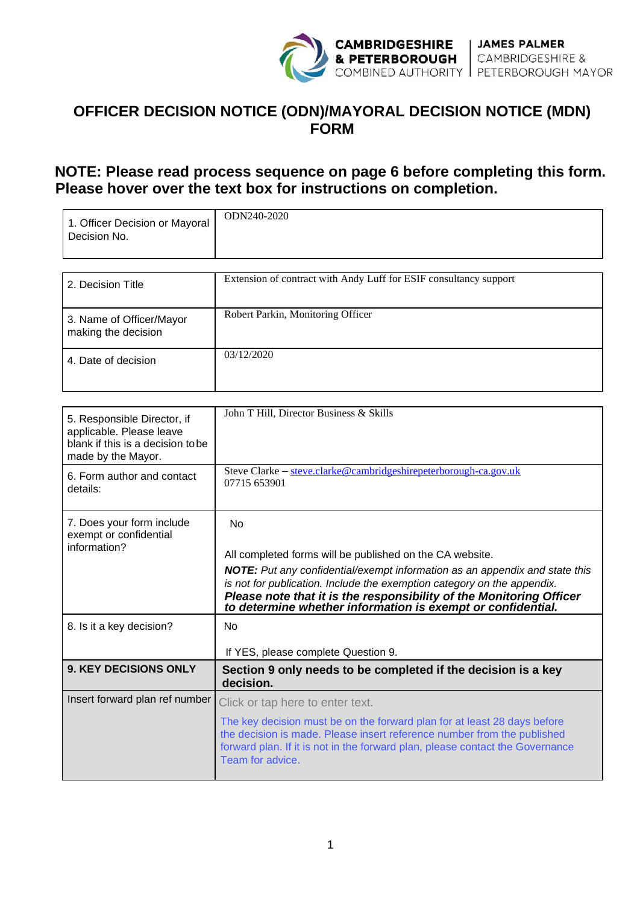CAMBRIDGESHIRE & PETERBOROUGH COMBINED AUTHORITY | JAMES PALMER CAMBRIDGESHIRE & PETERBOROUGH MAYOR

# OFFICER DECISION NOTICE (ODN)/MAYORAL DECISION NOTICE (MDN) FORM

## NOTE: Please read process sequence on page 6 before completing this form. Please hover over the text box for instructions on completion.

| | |
|---|---|
| 1. Officer Decision or Mayoral Decision No. | ODN240-2020 |

| | |
|---|---|
| 2. Decision Title | Extension of contract with Andy Luff for ESIF consultancy support |
| 3. Name of Officer/Mayor making the decision | Robert Parkin, Monitoring Officer |
| 4. Date of decision | 03/12/2020 |

| | |
|---|---|
| 5. Responsible Director, if applicable. Please leave blank if this is a decision to be made by the Mayor. | John T Hill, Director Business & Skills |
| 6. Form author and contact details: | Steve Clarke – steve.clarke@cambridgeshirepeterborough-ca.gov.uk 07715 653901 |
| 7. Does your form include exempt or confidential information? | No<br><br>All completed forms will be published on the CA website.<br>***NOTE:*** *Put any confidential/exempt information as an appendix and state this is not for publication. Include the exemption category on the appendix.* ***Please note that it is the responsibility of the Monitoring Officer to determine whether information is exempt or confidential.*** |
| 8. Is it a key decision? | No<br><br>If YES, please complete Question 9. |
| **9. KEY DECISIONS ONLY** | **Section 9 only needs to be completed if the decision is a key decision.** |
| Insert forward plan ref number | Click or tap here to enter text.<br>The key decision must be on the forward plan for at least 28 days before the decision is made. Please insert reference number from the published forward plan. If it is not in the forward plan, please contact the Governance Team for advice. |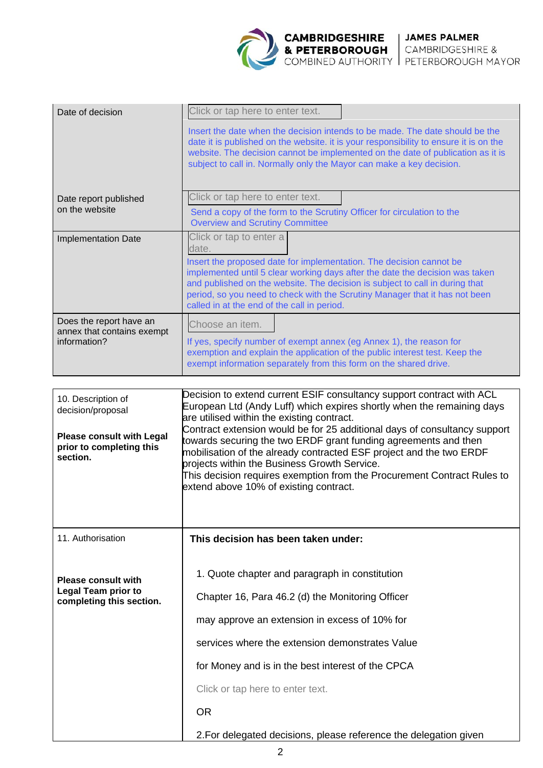| | |
|---|---|
| Date of decision | Click or tap here to enter text.<br><br>Insert the date when the decision intends to be made. The date should be the date it is published on the website. it is your responsibility to ensure it is on the website. The decision cannot be implemented on the date of publication as it is subject to call in. Normally only the Mayor can make a key decision. |
| Date report published on the website | Click or tap here to enter text.<br>Send a copy of the form to the Scrutiny Officer for circulation to the Overview and Scrutiny Committee |
| Implementation Date | Click or tap to enter a date.<br>Insert the proposed date for implementation. The decision cannot be implemented until 5 clear working days after the date the decision was taken and published on the website. The decision is subject to call in during that period, so you need to check with the Scrutiny Manager that it has not been called in at the end of the call in period. |
| Does the report have an annex that contains exempt information? | Choose an item.<br><br>If yes, specify number of exempt annex (eg Annex 1), the reason for exemption and explain the application of the public interest test. Keep the exempt information separately from this form on the shared drive. |

| | |
|---|---|
| 10. Description of decision/proposal<br><br>**Please consult with Legal prior to completing this section.** | Decision to extend current ESIF consultancy support contract with ACL European Ltd (Andy Luff) which expires shortly when the remaining days are utilised within the existing contract.<br>Contract extension would be for 25 additional days of consultancy support towards securing the two ERDF grant funding agreements and then mobilisation of the already contracted ESF project and the two ERDF projects within the Business Growth Service.<br>This decision requires exemption from the Procurement Contract Rules to extend above 10% of existing contract. |
| 11. Authorisation<br><br>**Please consult with Legal Team prior to completing this section.** | **This decision has been taken under:**<br><br>1. Quote chapter and paragraph in constitution<br><br>Chapter 16, Para 46.2 (d) the Monitoring Officer<br><br>may approve an extension in excess of 10% for<br><br>services where the extension demonstrates Value<br><br>for Money and is in the best interest of the CPCA<br><br>Click or tap here to enter text.<br><br>OR<br><br>2.For delegated decisions, please reference the delegation given |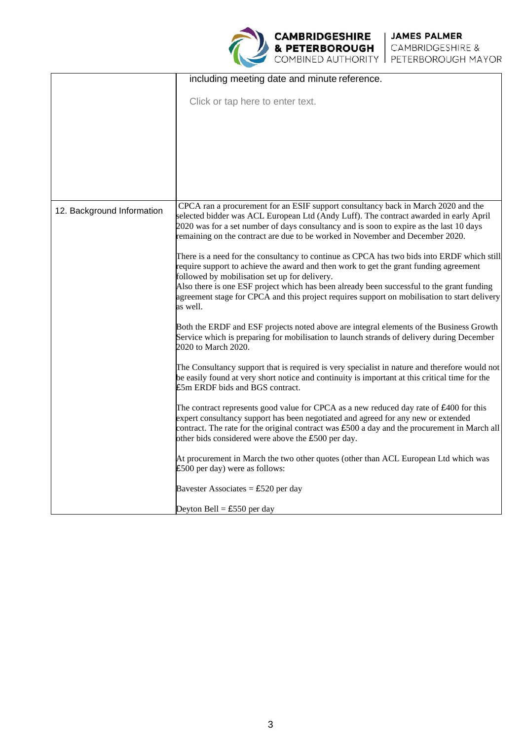| | |
|---|---|
| | including meeting date and minute reference.<br><br>Click or tap here to enter text. |
| 12. Background Information | CPCA ran a procurement for an ESIF support consultancy back in March 2020 and the selected bidder was ACL European Ltd (Andy Luff). The contract awarded in early April 2020 was for a set number of days consultancy and is soon to expire as the last 10 days remaining on the contract are due to be worked in November and December 2020.<br><br>There is a need for the consultancy to continue as CPCA has two bids into ERDF which still require support to achieve the award and then work to get the grant funding agreement followed by mobilisation set up for delivery.<br>Also there is one ESF project which has been already been successful to the grant funding agreement stage for CPCA and this project requires support on mobilisation to start delivery as well.<br><br>Both the ERDF and ESF projects noted above are integral elements of the Business Growth Service which is preparing for mobilisation to launch strands of delivery during December 2020 to March 2020.<br><br>The Consultancy support that is required is very specialist in nature and therefore would not be easily found at very short notice and continuity is important at this critical time for the £5m ERDF bids and BGS contract.<br><br>The contract represents good value for CPCA as a new reduced day rate of £400 for this expert consultancy support has been negotiated and agreed for any new or extended contract. The rate for the original contract was £500 a day and the procurement in March all other bids considered were above the £500 per day.<br><br>At procurement in March the two other quotes (other than ACL European Ltd which was £500 per day) were as follows:<br><br>Bavester Associates = £520 per day<br><br>Deyton Bell = £550 per day |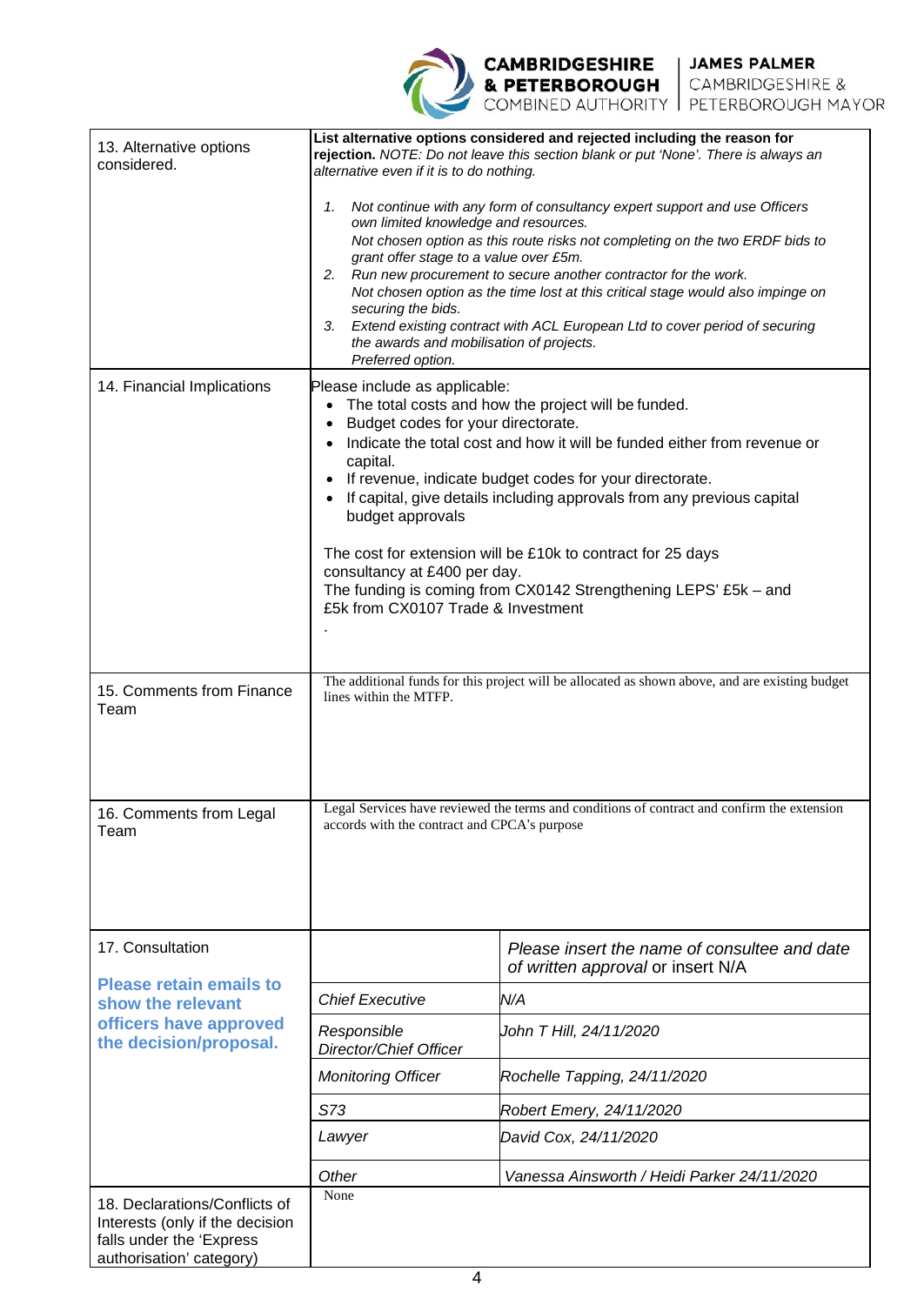| | | |
|---|---|---|
| 13. Alternative options considered. | **List alternative options considered and rejected including the reason for rejection.** *NOTE: Do not leave this section blank or put 'None'. There is always an alternative even if it is to do nothing.*<br><br>*1. Not continue with any form of consultancy expert support and use Officers own limited knowledge and resources.*<br>*Not chosen option as this route risks not completing on the two ERDF bids to grant offer stage to a value over £5m.*<br>*2. Run new procurement to secure another contractor for the work.*<br>*Not chosen option as the time lost at this critical stage would also impinge on securing the bids.*<br>*3. Extend existing contract with ACL European Ltd to cover period of securing the awards and mobilisation of projects.*<br>*Preferred option.* | |
| 14. Financial Implications | Please include as applicable:<br>• The total costs and how the project will be funded.<br>• Budget codes for your directorate.<br>• Indicate the total cost and how it will be funded either from revenue or capital.<br>• If revenue, indicate budget codes for your directorate.<br>• If capital, give details including approvals from any previous capital budget approvals<br><br>The cost for extension will be £10k to contract for 25 days consultancy at £400 per day.<br>The funding is coming from CX0142 Strengthening LEPS' £5k – and £5k from CX0107 Trade & Investment<br>. | |
| 15. Comments from Finance Team | The additional funds for this project will be allocated as shown above, and are existing budget lines within the MTFP. | |
| 16. Comments from Legal Team | Legal Services have reviewed the terms and conditions of contract and confirm the extension accords with the contract and CPCA's purpose | |
| 17. Consultation<br><br>**Please retain emails to show the relevant officers have approved the decision/proposal.** | | *Please insert the name of consultee and date of written approval* or insert N/A |
| | *Chief Executive* | *N/A* |
| | *Responsible Director/Chief Officer* | *John T Hill, 24/11/2020* |
| | *Monitoring Officer* | *Rochelle Tapping, 24/11/2020* |
| | *S73* | *Robert Emery, 24/11/2020* |
| | *Lawyer* | *David Cox, 24/11/2020* |
| | *Other* | *Vanessa Ainsworth / Heidi Parker 24/11/2020* |
| 18. Declarations/Conflicts of Interests (only if the decision falls under the 'Express authorisation' category) | None | |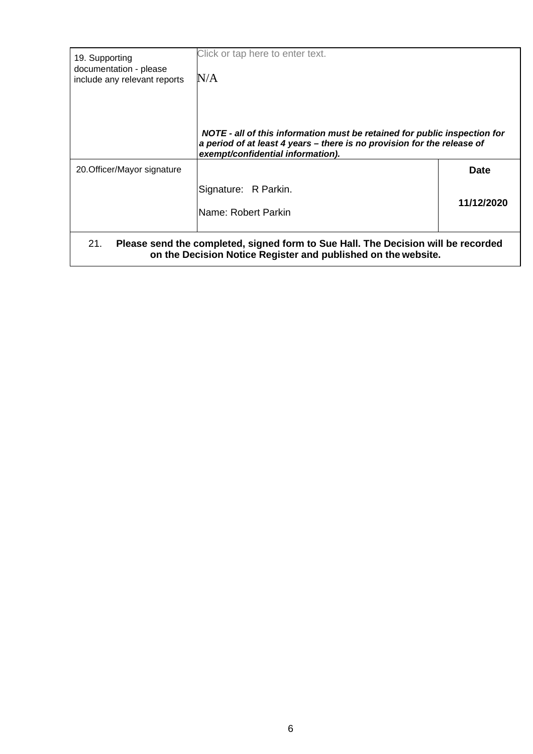| | | |
|---|---|---|
| 19. Supporting documentation - please include any relevant reports | Click or tap here to enter text.<br><br>N/A<br><br>***NOTE - all of this information must be retained for public inspection for a period of at least 4 years – there is no provision for the release of exempt/confidential information).*** | |
| 20.Officer/Mayor signature | Signature: R Parkin.<br><br>Name: Robert Parkin | **Date**<br><br>**11/12/2020** |
| 21. **Please send the completed, signed form to Sue Hall. The Decision will be recorded on the Decision Notice Register and published on the website.** | | |